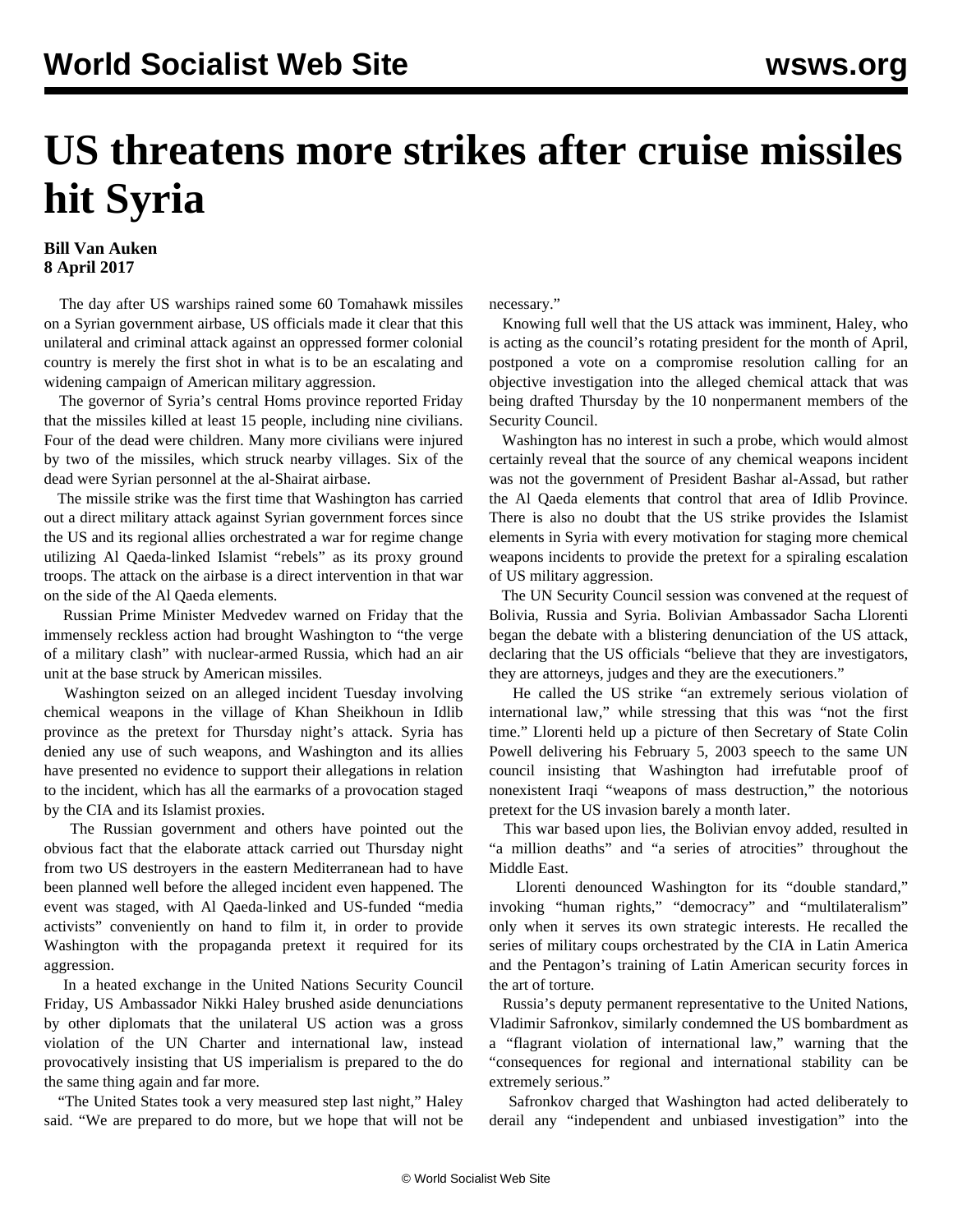# US threatens more strikes after cruise missiles hit Syria

**Bill Van Auken**
**8 April 2017**

The day after US warships rained some 60 Tomahawk missiles on a Syrian government airbase, US officials made it clear that this unilateral and criminal attack against an oppressed former colonial country is merely the first shot in what is to be an escalating and widening campaign of American military aggression.

The governor of Syria's central Homs province reported Friday that the missiles killed at least 15 people, including nine civilians. Four of the dead were children. Many more civilians were injured by two of the missiles, which struck nearby villages. Six of the dead were Syrian personnel at the al-Shairat airbase.

The missile strike was the first time that Washington has carried out a direct military attack against Syrian government forces since the US and its regional allies orchestrated a war for regime change utilizing Al Qaeda-linked Islamist "rebels" as its proxy ground troops. The attack on the airbase is a direct intervention in that war on the side of the Al Qaeda elements.

Russian Prime Minister Medvedev warned on Friday that the immensely reckless action had brought Washington to "the verge of a military clash" with nuclear-armed Russia, which had an air unit at the base struck by American missiles.

Washington seized on an alleged incident Tuesday involving chemical weapons in the village of Khan Sheikhoun in Idlib province as the pretext for Thursday night's attack. Syria has denied any use of such weapons, and Washington and its allies have presented no evidence to support their allegations in relation to the incident, which has all the earmarks of a provocation staged by the CIA and its Islamist proxies.

The Russian government and others have pointed out the obvious fact that the elaborate attack carried out Thursday night from two US destroyers in the eastern Mediterranean had to have been planned well before the alleged incident even happened. The event was staged, with Al Qaeda-linked and US-funded "media activists" conveniently on hand to film it, in order to provide Washington with the propaganda pretext it required for its aggression.

In a heated exchange in the United Nations Security Council Friday, US Ambassador Nikki Haley brushed aside denunciations by other diplomats that the unilateral US action was a gross violation of the UN Charter and international law, instead provocatively insisting that US imperialism is prepared to the do the same thing again and far more.

"The United States took a very measured step last night," Haley said. "We are prepared to do more, but we hope that will not be necessary."

Knowing full well that the US attack was imminent, Haley, who is acting as the council's rotating president for the month of April, postponed a vote on a compromise resolution calling for an objective investigation into the alleged chemical attack that was being drafted Thursday by the 10 nonpermanent members of the Security Council.

Washington has no interest in such a probe, which would almost certainly reveal that the source of any chemical weapons incident was not the government of President Bashar al-Assad, but rather the Al Qaeda elements that control that area of Idlib Province. There is also no doubt that the US strike provides the Islamist elements in Syria with every motivation for staging more chemical weapons incidents to provide the pretext for a spiraling escalation of US military aggression.

The UN Security Council session was convened at the request of Bolivia, Russia and Syria. Bolivian Ambassador Sacha Llorenti began the debate with a blistering denunciation of the US attack, declaring that the US officials "believe that they are investigators, they are attorneys, judges and they are the executioners."

He called the US strike "an extremely serious violation of international law," while stressing that this was "not the first time." Llorenti held up a picture of then Secretary of State Colin Powell delivering his February 5, 2003 speech to the same UN council insisting that Washington had irrefutable proof of nonexistent Iraqi "weapons of mass destruction," the notorious pretext for the US invasion barely a month later.

This war based upon lies, the Bolivian envoy added, resulted in "a million deaths" and "a series of atrocities" throughout the Middle East.

Llorenti denounced Washington for its "double standard," invoking "human rights," "democracy" and "multilateralism" only when it serves its own strategic interests. He recalled the series of military coups orchestrated by the CIA in Latin America and the Pentagon's training of Latin American security forces in the art of torture.

Russia's deputy permanent representative to the United Nations, Vladimir Safronkov, similarly condemned the US bombardment as a "flagrant violation of international law," warning that the "consequences for regional and international stability can be extremely serious."

Safronkov charged that Washington had acted deliberately to derail any "independent and unbiased investigation" into the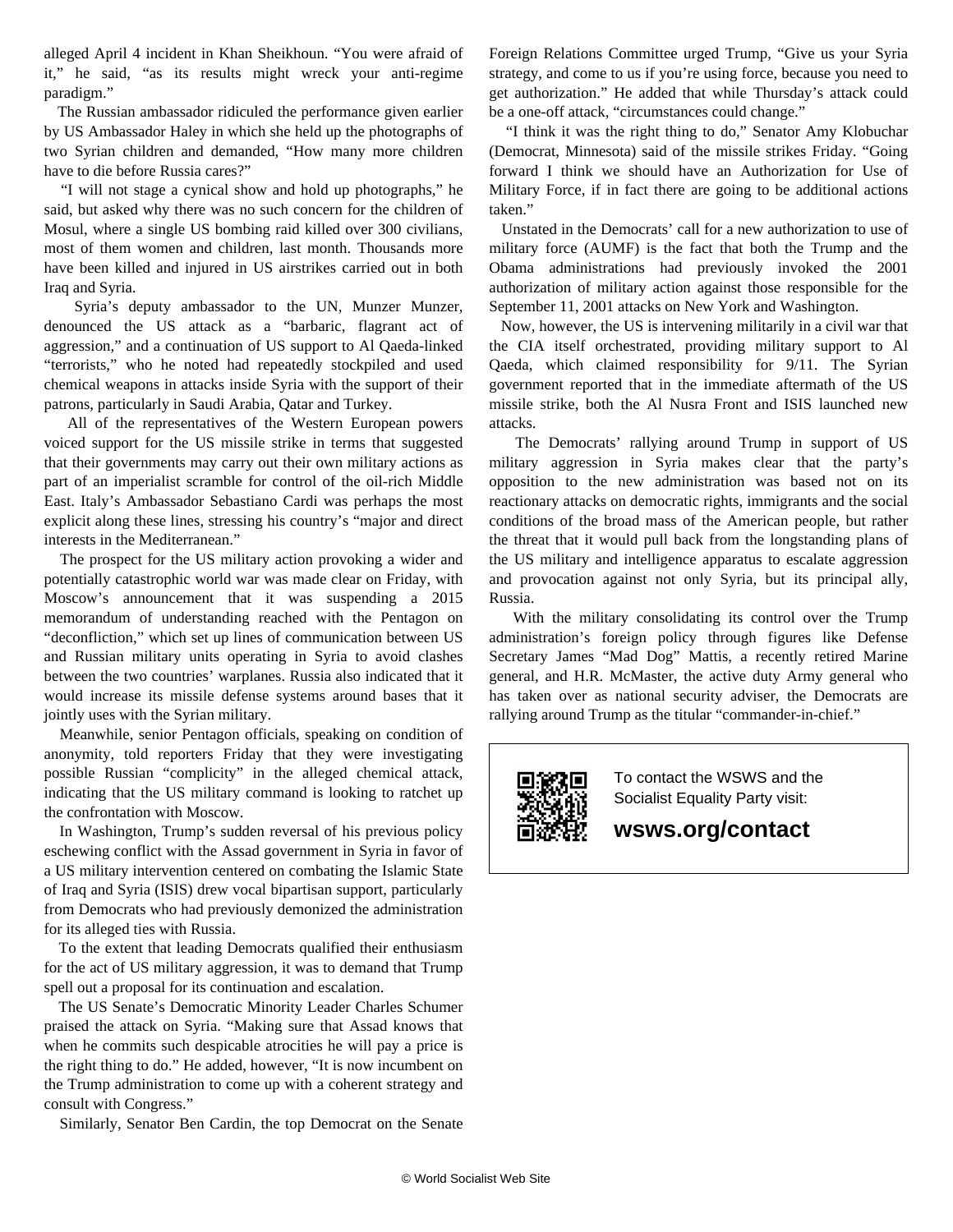alleged April 4 incident in Khan Sheikhoun. “You were afraid of it,” he said, “as its results might wreck your anti-regime paradigm.”

The Russian ambassador ridiculed the performance given earlier by US Ambassador Haley in which she held up the photographs of two Syrian children and demanded, “How many more children have to die before Russia cares?”

“I will not stage a cynical show and hold up photographs,” he said, but asked why there was no such concern for the children of Mosul, where a single US bombing raid killed over 300 civilians, most of them women and children, last month. Thousands more have been killed and injured in US airstrikes carried out in both Iraq and Syria.

Syria’s deputy ambassador to the UN, Munzer Munzer, denounced the US attack as a “barbaric, flagrant act of aggression,” and a continuation of US support to Al Qaeda-linked “terrorists,” who he noted had repeatedly stockpiled and used chemical weapons in attacks inside Syria with the support of their patrons, particularly in Saudi Arabia, Qatar and Turkey.

All of the representatives of the Western European powers voiced support for the US missile strike in terms that suggested that their governments may carry out their own military actions as part of an imperialist scramble for control of the oil-rich Middle East. Italy’s Ambassador Sebastiano Cardi was perhaps the most explicit along these lines, stressing his country’s “major and direct interests in the Mediterranean.”

The prospect for the US military action provoking a wider and potentially catastrophic world war was made clear on Friday, with Moscow’s announcement that it was suspending a 2015 memorandum of understanding reached with the Pentagon on “deconfliction,” which set up lines of communication between US and Russian military units operating in Syria to avoid clashes between the two countries’ warplanes. Russia also indicated that it would increase its missile defense systems around bases that it jointly uses with the Syrian military.

Meanwhile, senior Pentagon officials, speaking on condition of anonymity, told reporters Friday that they were investigating possible Russian “complicity” in the alleged chemical attack, indicating that the US military command is looking to ratchet up the confrontation with Moscow.

In Washington, Trump’s sudden reversal of his previous policy eschewing conflict with the Assad government in Syria in favor of a US military intervention centered on combating the Islamic State of Iraq and Syria (ISIS) drew vocal bipartisan support, particularly from Democrats who had previously demonized the administration for its alleged ties with Russia.

To the extent that leading Democrats qualified their enthusiasm for the act of US military aggression, it was to demand that Trump spell out a proposal for its continuation and escalation.

The US Senate’s Democratic Minority Leader Charles Schumer praised the attack on Syria. “Making sure that Assad knows that when he commits such despicable atrocities he will pay a price is the right thing to do.” He added, however, “It is now incumbent on the Trump administration to come up with a coherent strategy and consult with Congress.”

Similarly, Senator Ben Cardin, the top Democrat on the Senate Foreign Relations Committee urged Trump, “Give us your Syria strategy, and come to us if you’re using force, because you need to get authorization.” He added that while Thursday’s attack could be a one-off attack, “circumstances could change.”

“I think it was the right thing to do,” Senator Amy Klobuchar (Democrat, Minnesota) said of the missile strikes Friday. “Going forward I think we should have an Authorization for Use of Military Force, if in fact there are going to be additional actions taken.”

Unstated in the Democrats’ call for a new authorization to use of military force (AUMF) is the fact that both the Trump and the Obama administrations had previously invoked the 2001 authorization of military action against those responsible for the September 11, 2001 attacks on New York and Washington.

Now, however, the US is intervening militarily in a civil war that the CIA itself orchestrated, providing military support to Al Qaeda, which claimed responsibility for 9/11. The Syrian government reported that in the immediate aftermath of the US missile strike, both the Al Nusra Front and ISIS launched new attacks.

The Democrats’ rallying around Trump in support of US military aggression in Syria makes clear that the party’s opposition to the new administration was based not on its reactionary attacks on democratic rights, immigrants and the social conditions of the broad mass of the American people, but rather the threat that it would pull back from the longstanding plans of the US military and intelligence apparatus to escalate aggression and provocation against not only Syria, but its principal ally, Russia.

With the military consolidating its control over the Trump administration’s foreign policy through figures like Defense Secretary James “Mad Dog” Mattis, a recently retired Marine general, and H.R. McMaster, the active duty Army general who has taken over as national security adviser, the Democrats are rallying around Trump as the titular “commander-in-chief.”

To contact the WSWS and the Socialist Equality Party visit:

**wsws.org/contact**